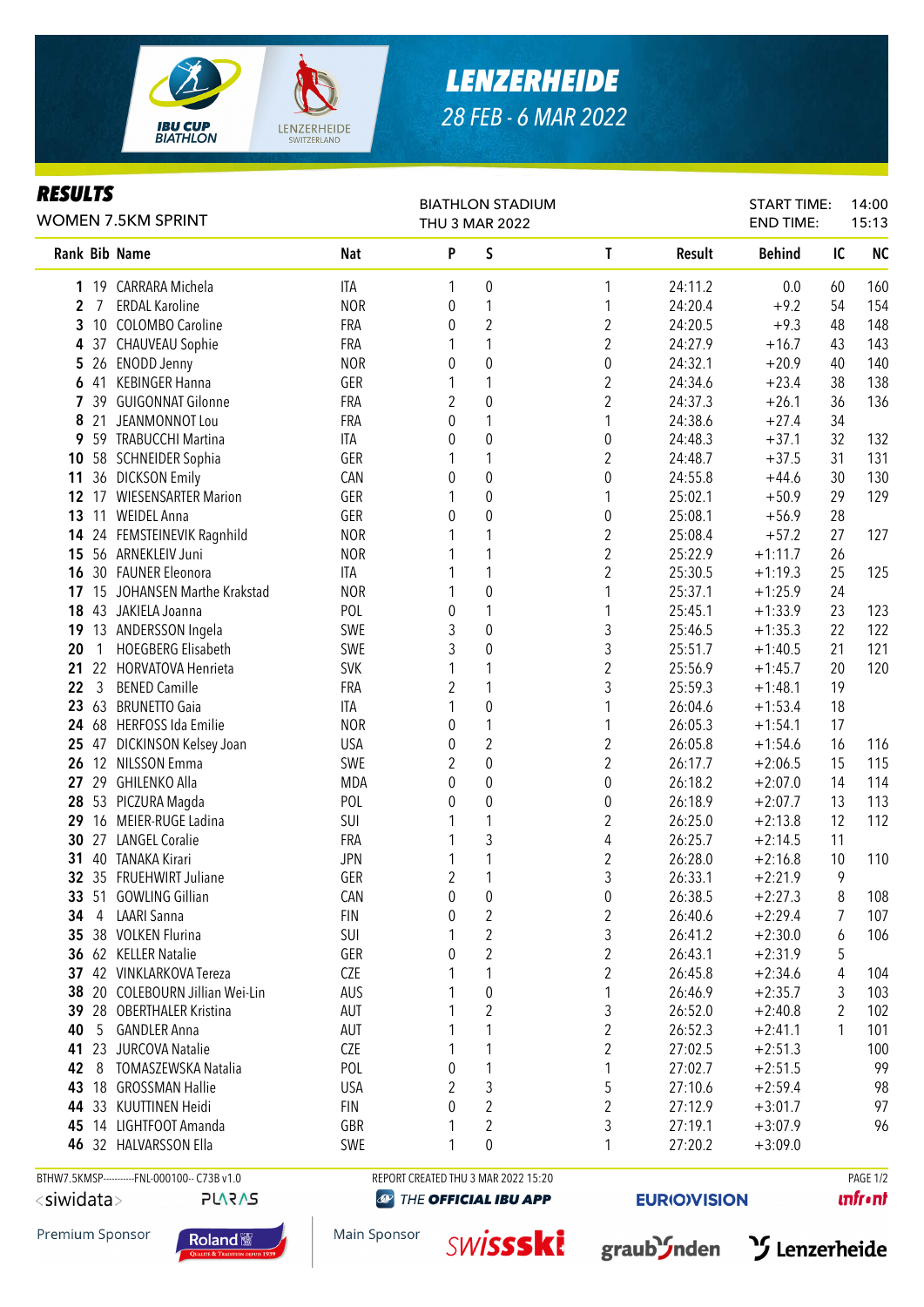# LENZERHEIDE

28 FEB - 6 MAR 2022

## RESULTS

WOMEN 7.5KM SPRINT

BIATHLON STADIUM
THU 3 MAR 2022

START TIME: 14:00
END TIME: 15:13

| Rank | Bib | Name | Nat | P | S | T | Result | Behind | IC | NC |
|---|---|---|---|---|---|---|---|---|---|---|
| **1** | 19 | CARRARA Michela | ITA | 1 | 0 | 1 | 24:11.2 | 0.0 | 60 | 160 |
| **2** | 7 | ERDAL Karoline | NOR | 0 | 1 | 1 | 24:20.4 | +9.2 | 54 | 154 |
| **3** | 10 | COLOMBO Caroline | FRA | 0 | 2 | 2 | 24:20.5 | +9.3 | 48 | 148 |
| **4** | 37 | CHAUVEAU Sophie | FRA | 1 | 1 | 2 | 24:27.9 | +16.7 | 43 | 143 |
| **5** | 26 | ENODD Jenny | NOR | 0 | 0 | 0 | 24:32.1 | +20.9 | 40 | 140 |
| **6** | 41 | KEBINGER Hanna | GER | 1 | 1 | 2 | 24:34.6 | +23.4 | 38 | 138 |
| **7** | 39 | GUIGONNAT Gilonne | FRA | 2 | 0 | 2 | 24:37.3 | +26.1 | 36 | 136 |
| **8** | 21 | JEANMONNOT Lou | FRA | 0 | 1 | 1 | 24:38.6 | +27.4 | 34 | |
| **9** | 59 | TRABUCCHI Martina | ITA | 0 | 0 | 0 | 24:48.3 | +37.1 | 32 | 132 |
| **10** | 58 | SCHNEIDER Sophia | GER | 1 | 1 | 2 | 24:48.7 | +37.5 | 31 | 131 |
| **11** | 36 | DICKSON Emily | CAN | 0 | 0 | 0 | 24:55.8 | +44.6 | 30 | 130 |
| **12** | 17 | WIESENSARTER Marion | GER | 1 | 0 | 1 | 25:02.1 | +50.9 | 29 | 129 |
| **13** | 11 | WEIDEL Anna | GER | 0 | 0 | 0 | 25:08.1 | +56.9 | 28 | |
| **14** | 24 | FEMSTEINEVIK Ragnhild | NOR | 1 | 1 | 2 | 25:08.4 | +57.2 | 27 | 127 |
| **15** | 56 | ARNEKLEIV Juni | NOR | 1 | 1 | 2 | 25:22.9 | +1:11.7 | 26 | |
| **16** | 30 | FAUNER Eleonora | ITA | 1 | 1 | 2 | 25:30.5 | +1:19.3 | 25 | 125 |
| **17** | 15 | JOHANSEN Marthe Krakstad | NOR | 1 | 0 | 1 | 25:37.1 | +1:25.9 | 24 | |
| **18** | 43 | JAKIELA Joanna | POL | 0 | 1 | 1 | 25:45.1 | +1:33.9 | 23 | 123 |
| **19** | 13 | ANDERSSON Ingela | SWE | 3 | 0 | 3 | 25:46.5 | +1:35.3 | 22 | 122 |
| **20** | 1 | HOEGBERG Elisabeth | SWE | 3 | 0 | 3 | 25:51.7 | +1:40.5 | 21 | 121 |
| **21** | 22 | HORVATOVA Henrieta | SVK | 1 | 1 | 2 | 25:56.9 | +1:45.7 | 20 | 120 |
| **22** | 3 | BENED Camille | FRA | 2 | 1 | 3 | 25:59.3 | +1:48.1 | 19 | |
| **23** | 63 | BRUNETTO Gaia | ITA | 1 | 0 | 1 | 26:04.6 | +1:53.4 | 18 | |
| **24** | 68 | HERFOSS Ida Emilie | NOR | 0 | 1 | 1 | 26:05.3 | +1:54.1 | 17 | |
| **25** | 47 | DICKINSON Kelsey Joan | USA | 0 | 2 | 2 | 26:05.8 | +1:54.6 | 16 | 116 |
| **26** | 12 | NILSSON Emma | SWE | 2 | 0 | 2 | 26:17.7 | +2:06.5 | 15 | 115 |
| **27** | 29 | GHILENKO Alla | MDA | 0 | 0 | 0 | 26:18.2 | +2:07.0 | 14 | 114 |
| **28** | 53 | PICZURA Magda | POL | 0 | 0 | 0 | 26:18.9 | +2:07.7 | 13 | 113 |
| **29** | 16 | MEIER-RUGE Ladina | SUI | 1 | 1 | 2 | 26:25.0 | +2:13.8 | 12 | 112 |
| **30** | 27 | LANGEL Coralie | FRA | 1 | 3 | 4 | 26:25.7 | +2:14.5 | 11 | |
| **31** | 40 | TANAKA Kirari | JPN | 1 | 1 | 2 | 26:28.0 | +2:16.8 | 10 | 110 |
| **32** | 35 | FRUEHWIRT Juliane | GER | 2 | 1 | 3 | 26:33.1 | +2:21.9 | 9 | |
| **33** | 51 | GOWLING Gillian | CAN | 0 | 0 | 0 | 26:38.5 | +2:27.3 | 8 | 108 |
| **34** | 4 | LAARI Sanna | FIN | 0 | 2 | 2 | 26:40.6 | +2:29.4 | 7 | 107 |
| **35** | 38 | VOLKEN Flurina | SUI | 1 | 2 | 3 | 26:41.2 | +2:30.0 | 6 | 106 |
| **36** | 62 | KELLER Natalie | GER | 0 | 2 | 2 | 26:43.1 | +2:31.9 | 5 | |
| **37** | 42 | VINKLARKOVA Tereza | CZE | 1 | 1 | 2 | 26:45.8 | +2:34.6 | 4 | 104 |
| **38** | 20 | COLEBOURN Jillian Wei-Lin | AUS | 1 | 0 | 1 | 26:46.9 | +2:35.7 | 3 | 103 |
| **39** | 28 | OBERTHALER Kristina | AUT | 1 | 2 | 3 | 26:52.0 | +2:40.8 | 2 | 102 |
| **40** | 5 | GANDLER Anna | AUT | 1 | 1 | 2 | 26:52.3 | +2:41.1 | 1 | 101 |
| **41** | 23 | JURCOVA Natalie | CZE | 1 | 1 | 2 | 27:02.5 | +2:51.3 | | 100 |
| **42** | 8 | TOMASZEWSKA Natalia | POL | 0 | 1 | 1 | 27:02.7 | +2:51.5 | | 99 |
| **43** | 18 | GROSSMAN Hallie | USA | 2 | 3 | 5 | 27:10.6 | +2:59.4 | | 98 |
| **44** | 33 | KUUTTINEN Heidi | FIN | 0 | 2 | 2 | 27:12.9 | +3:01.7 | | 97 |
| **45** | 14 | LIGHTFOOT Amanda | GBR | 1 | 2 | 3 | 27:19.1 | +3:07.9 | | 96 |
| **46** | 32 | HALVARSSON Ella | SWE | 1 | 0 | 1 | 27:20.2 | +3:09.0 | | |

BTHW7.5KMSP----------FNL-000100-- C73B v1.0 REPORT CREATED THU 3 MAR 2022 15:20

THE OFFICIAL IBU APP

Premium Sponsor: Roland — Main Sponsor: swissski, graubünden, Lenzerheide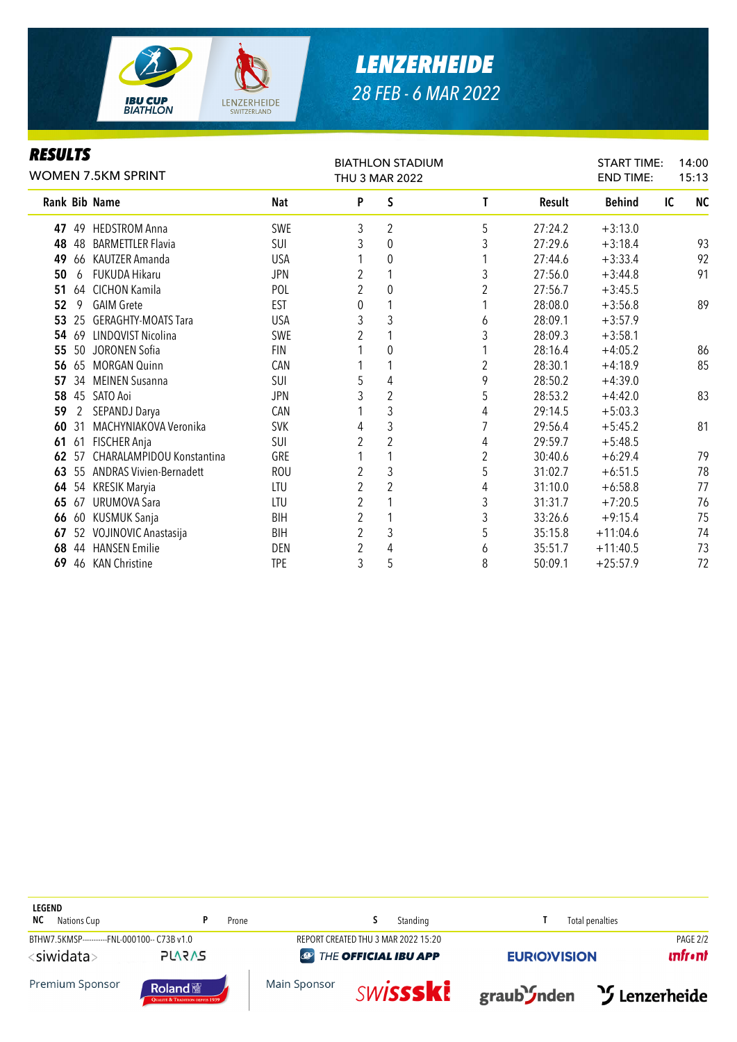# LENZERHEIDE

28 FEB - 6 MAR 2022

## RESULTS

WOMEN 7.5KM SPRINT

BIATHLON STADIUM
THU 3 MAR 2022

START TIME: 14:00
END TIME: 15:13

| Rank | Bib | Name | Nat | P | S | T | Result | Behind | IC | NC |
|---|---|---|---|---|---|---|---|---|---|---|
| 47 | 49 | HEDSTROM Anna | SWE | 3 | 2 | 5 | 27:24.2 | +3:13.0 | | |
| 48 | 48 | BARMETTLER Flavia | SUI | 3 | 0 | 3 | 27:29.6 | +3:18.4 | | 93 |
| 49 | 66 | KAUTZER Amanda | USA | 1 | 0 | 1 | 27:44.6 | +3:33.4 | | 92 |
| 50 | 6 | FUKUDA Hikaru | JPN | 2 | 1 | 3 | 27:56.0 | +3:44.8 | | 91 |
| 51 | 64 | CICHON Kamila | POL | 2 | 0 | 2 | 27:56.7 | +3:45.5 | | |
| 52 | 9 | GAIM Grete | EST | 0 | 1 | 1 | 28:08.0 | +3:56.8 | | 89 |
| 53 | 25 | GERAGHTY-MOATS Tara | USA | 3 | 3 | 6 | 28:09.1 | +3:57.9 | | |
| 54 | 69 | LINDQVIST Nicolina | SWE | 2 | 1 | 3 | 28:09.3 | +3:58.1 | | |
| 55 | 50 | JORONEN Sofia | FIN | 1 | 0 | 1 | 28:16.4 | +4:05.2 | | 86 |
| 56 | 65 | MORGAN Quinn | CAN | 1 | 1 | 2 | 28:30.1 | +4:18.9 | | 85 |
| 57 | 34 | MEINEN Susanna | SUI | 5 | 4 | 9 | 28:50.2 | +4:39.0 | | |
| 58 | 45 | SATO Aoi | JPN | 3 | 2 | 5 | 28:53.2 | +4:42.0 | | 83 |
| 59 | 2 | SEPANDJ Darya | CAN | 1 | 3 | 4 | 29:14.5 | +5:03.3 | | |
| 60 | 31 | MACHYNIAKOVA Veronika | SVK | 4 | 3 | 7 | 29:56.4 | +5:45.2 | | 81 |
| 61 | 61 | FISCHER Anja | SUI | 2 | 2 | 4 | 29:59.7 | +5:48.5 | | |
| 62 | 57 | CHARALAMPIDOU Konstantina | GRE | 1 | 1 | 2 | 30:40.6 | +6:29.4 | | 79 |
| 63 | 55 | ANDRAS Vivien-Bernadett | ROU | 2 | 3 | 5 | 31:02.7 | +6:51.5 | | 78 |
| 64 | 54 | KRESIK Maryia | LTU | 2 | 2 | 4 | 31:10.0 | +6:58.8 | | 77 |
| 65 | 67 | URUMOVA Sara | LTU | 2 | 1 | 3 | 31:31.7 | +7:20.5 | | 76 |
| 66 | 60 | KUSMUK Sanja | BIH | 2 | 1 | 3 | 33:26.6 | +9:15.4 | | 75 |
| 67 | 52 | VOJINOVIC Anastasija | BIH | 2 | 3 | 5 | 35:15.8 | +11:04.6 | | 74 |
| 68 | 44 | HANSEN Emilie | DEN | 2 | 4 | 6 | 35:51.7 | +11:40.5 | | 73 |
| 69 | 46 | KAN Christine | TPE | 3 | 5 | 8 | 50:09.1 | +25:57.9 | | 72 |

**LEGEND**
**NC** Nations Cup **P** Prone **S** Standing **T** Total penalties

BTHW7.5KMSP-----------FNL-000100-- C73B v1.0    REPORT CREATED THU 3 MAR 2022 15:20